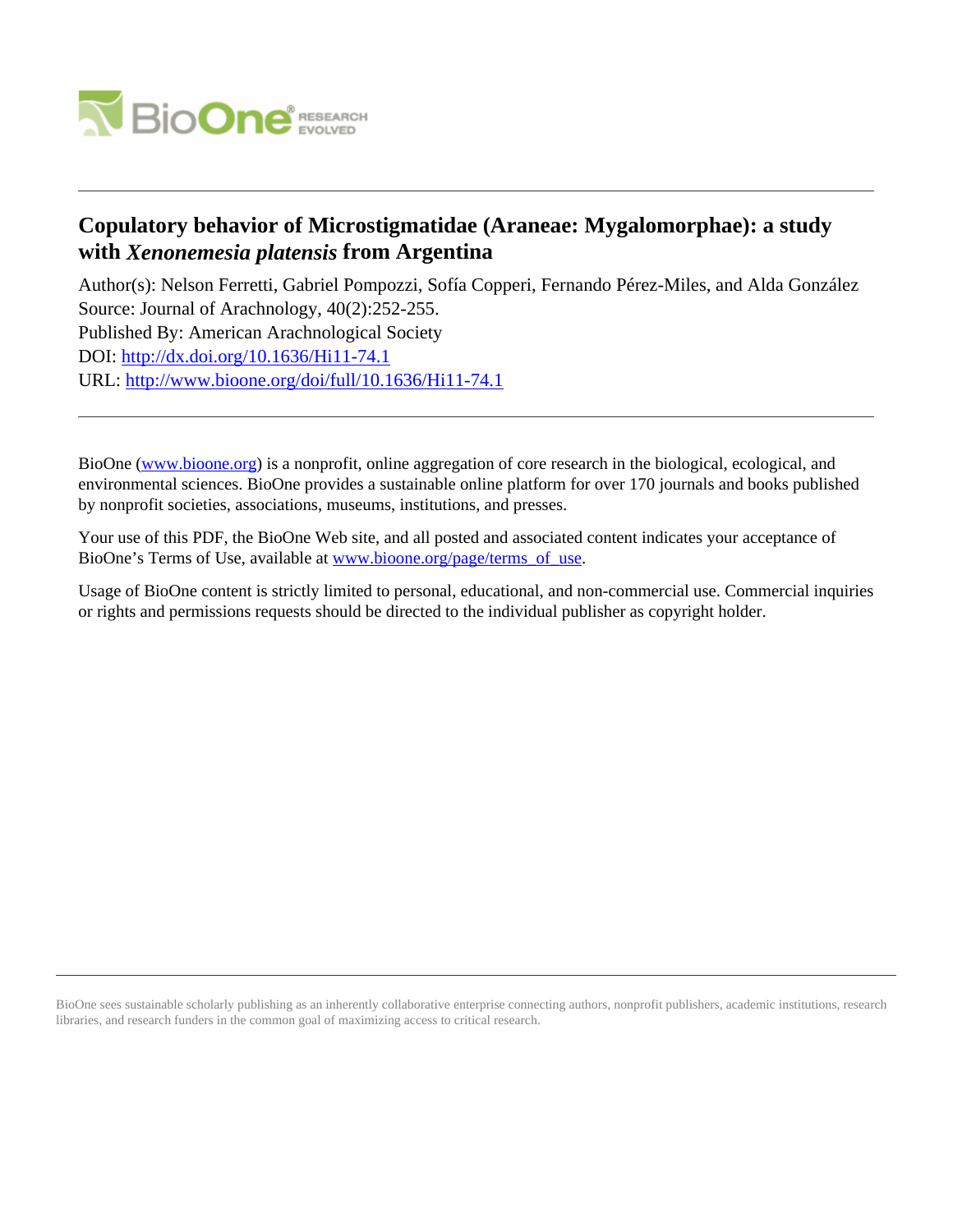# Copulatory behavior of Microstigmatidae (Araneae: Mygalomorphae): a study with *Xenonemesia platensis* from Argentina

Author(s): Nelson Ferretti, Gabriel Pompozzi, Sofía Copperi, Fernando Pérez-Miles, and Alda González

Source: Journal of Arachnology, 40(2):252-255.

Published By: American Arachnological Society

DOI: http://dx.doi.org/10.1636/Hi11-74.1

URL: http://www.bioone.org/doi/full/10.1636/Hi11-74.1

---

BioOne (www.bioone.org) is a nonprofit, online aggregation of core research in the biological, ecological, and environmental sciences. BioOne provides a sustainable online platform for over 170 journals and books published by nonprofit societies, associations, museums, institutions, and presses.

Your use of this PDF, the BioOne Web site, and all posted and associated content indicates your acceptance of BioOne's Terms of Use, available at www.bioone.org/page/terms_of_use.

Usage of BioOne content is strictly limited to personal, educational, and non-commercial use. Commercial inquiries or rights and permissions requests should be directed to the individual publisher as copyright holder.

---

BioOne sees sustainable scholarly publishing as an inherently collaborative enterprise connecting authors, nonprofit publishers, academic institutions, research libraries, and research funders in the common goal of maximizing access to critical research.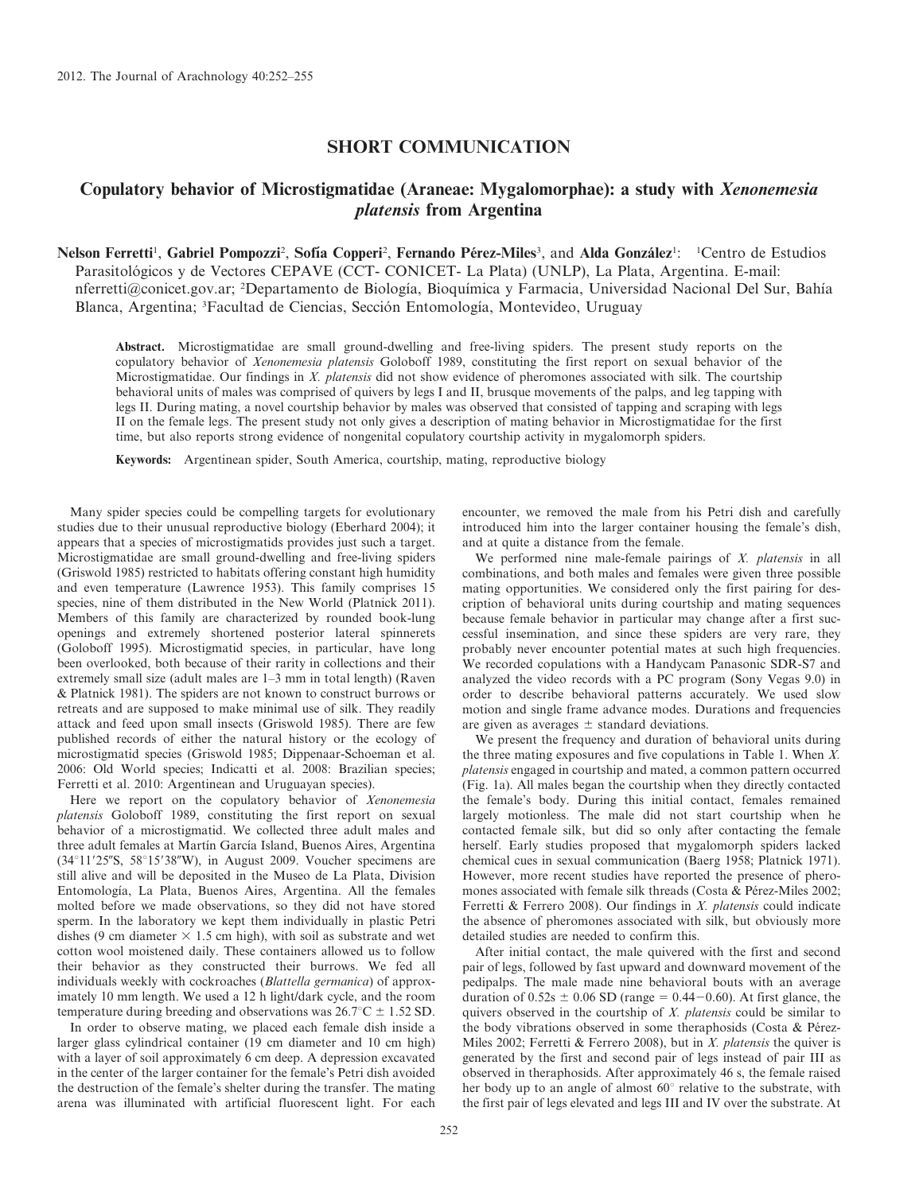## SHORT COMMUNICATION

# Copulatory behavior of Microstigmatidae (Araneae: Mygalomorphae): a study with *Xenonemesia platensis* from Argentina

**Nelson Ferretti**[1], **Gabriel Pompozzi**[2], **Sofía Copperi**[2], **Fernando Pérez-Miles**[3], and **Alda González**[1]: [1]Centro de Estudios Parasitológicos y de Vectores CEPAVE (CCT- CONICET- La Plata) (UNLP), La Plata, Argentina. E-mail: nferretti@conicet.gov.ar; [2]Departamento de Biología, Bioquímica y Farmacia, Universidad Nacional Del Sur, Bahía Blanca, Argentina; [3]Facultad de Ciencias, Sección Entomología, Montevideo, Uruguay

**Abstract.** Microstigmatidae are small ground-dwelling and free-living spiders. The present study reports on the copulatory behavior of *Xenonemesia platensis* Goloboff 1989, constituting the first report on sexual behavior of the Microstigmatidae. Our findings in *X. platensis* did not show evidence of pheromones associated with silk. The courtship behavioral units of males was comprised of quivers by legs I and II, brusque movements of the palps, and leg tapping with legs II. During mating, a novel courtship behavior by males was observed that consisted of tapping and scraping with legs II on the female legs. The present study not only gives a description of mating behavior in Microstigmatidae for the first time, but also reports strong evidence of nongenital copulatory courtship activity in mygalomorph spiders.

**Keywords:** Argentinean spider, South America, courtship, mating, reproductive biology

Many spider species could be compelling targets for evolutionary studies due to their unusual reproductive biology (Eberhard 2004); it appears that a species of microstigmatids provides just such a target. Microstigmatidae are small ground-dwelling and free-living spiders (Griswold 1985) restricted to habitats offering constant high humidity and even temperature (Lawrence 1953). This family comprises 15 species, nine of them distributed in the New World (Platnick 2011). Members of this family are characterized by rounded book-lung openings and extremely shortened posterior lateral spinnerets (Goloboff 1995). Microstigmatid species, in particular, have long been overlooked, both because of their rarity in collections and their extremely small size (adult males are 1–3 mm in total length) (Raven & Platnick 1981). The spiders are not known to construct burrows or retreats and are supposed to make minimal use of silk. They readily attack and feed upon small insects (Griswold 1985). There are few published records of either the natural history or the ecology of microstigmatid species (Griswold 1985; Dippenaar-Schoeman et al. 2006: Old World species; Indicatti et al. 2008: Brazilian species; Ferretti et al. 2010: Argentinean and Uruguayan species).

Here we report on the copulatory behavior of *Xenonemesia platensis* Goloboff 1989, constituting the first report on sexual behavior of a microstigmatid. We collected three adult males and three adult females at Martín García Island, Buenos Aires, Argentina (34°11′25″S, 58°15′38″W), in August 2009. Voucher specimens are still alive and will be deposited in the Museo de La Plata, Division Entomología, La Plata, Buenos Aires, Argentina. All the females molted before we made observations, so they did not have stored sperm. In the laboratory we kept them individually in plastic Petri dishes (9 cm diameter × 1.5 cm high), with soil as substrate and wet cotton wool moistened daily. These containers allowed us to follow their behavior as they constructed their burrows. We fed all individuals weekly with cockroaches (*Blattella germanica*) of approximately 10 mm length. We used a 12 h light/dark cycle, and the room temperature during breeding and observations was 26.7°C ± 1.52 SD.

In order to observe mating, we placed each female dish inside a larger glass cylindrical container (19 cm diameter and 10 cm high) with a layer of soil approximately 6 cm deep. A depression excavated in the center of the larger container for the female's Petri dish avoided the destruction of the female's shelter during the transfer. The mating arena was illuminated with artificial fluorescent light. For each encounter, we removed the male from his Petri dish and carefully introduced him into the larger container housing the female's dish, and at quite a distance from the female.

We performed nine male-female pairings of *X. platensis* in all combinations, and both males and females were given three possible mating opportunities. We considered only the first pairing for description of behavioral units during courtship and mating sequences because female behavior in particular may change after a first successful insemination, and since these spiders are very rare, they probably never encounter potential mates at such high frequencies. We recorded copulations with a Handycam Panasonic SDR-S7 and analyzed the video records with a PC program (Sony Vegas 9.0) in order to describe behavioral patterns accurately. We used slow motion and single frame advance modes. Durations and frequencies are given as averages ± standard deviations.

We present the frequency and duration of behavioral units during the three mating exposures and five copulations in Table 1. When *X. platensis* engaged in courtship and mated, a common pattern occurred (Fig. 1a). All males began the courtship when they directly contacted the female's body. During this initial contact, females remained largely motionless. The male did not start courtship when he contacted female silk, but did so only after contacting the female herself. Early studies proposed that mygalomorph spiders lacked chemical cues in sexual communication (Baerg 1958; Platnick 1971). However, more recent studies have reported the presence of pheromones associated with female silk threads (Costa & Pérez-Miles 2002; Ferretti & Ferrero 2008). Our findings in *X. platensis* could indicate the absence of pheromones associated with silk, but obviously more detailed studies are needed to confirm this.

After initial contact, the male quivered with the first and second pair of legs, followed by fast upward and downward movement of the pedipalps. The male made nine behavioral bouts with an average duration of 0.52s ± 0.06 SD (range = 0.44–0.60). At first glance, the quivers observed in the courtship of *X. platensis* could be similar to the body vibrations observed in some theraphosids (Costa & Pérez-Miles 2002; Ferretti & Ferrero 2008), but in *X. platensis* the quiver is generated by the first and second pair of legs instead of pair III as observed in theraphosids. After approximately 46 s, the female raised her body up to an angle of almost 60° relative to the substrate, with the first pair of legs elevated and legs III and IV over the substrate. At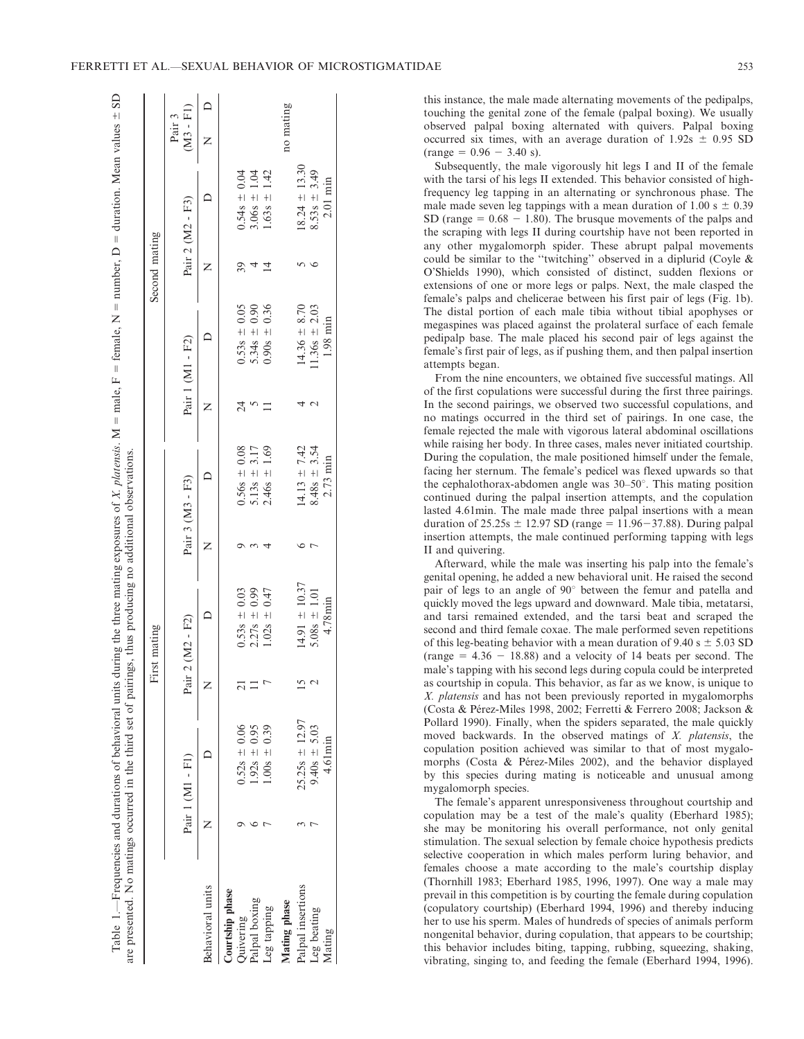Table 1.—Frequencies and durations of behavioral units during the three mating exposures of *X. platensis*. M = male, F = female, N = number, D = duration. Mean values ± SD are presented. No matings occurred in the third set of pairings, thus producing no additional observations.

| | First mating | | | | | | Second mating | | | | | |
|---|---|---|---|---|---|---|---|---|---|---|---|---|
| | Pair 1 (M1 - F1) | | Pair 2 (M2 - F2) | | Pair 3 (M3 - F3) | | Pair 1 (M1 - F2) | | Pair 2 (M2 - F3) | | Pair 3 (M3 - F1) | |
| Behavioral units | N | D | N | D | N | D | N | D | N | D | N | D |
| **Courtship phase** | | | | | | | | | | | | |
| Quivering | 9 | 0.52s ± 0.06 | 21 | 0.53s ± 0.03 | 9 | 0.56s ± 0.08 | 24 | 0.53s ± 0.05 | 39 | 0.54s ± 0.04 | | |
| Palpal boxing | 6 | 1.92s ± 0.95 | 11 | 2.27s ± 0.99 | 3 | 5.13s ± 3.17 | 5 | 5.34s ± 0.90 | 4 | 3.06s ± 1.04 | | |
| Leg tapping | 7 | 1.00s ± 0.39 | 7 | 1.02s ± 0.47 | 4 | 2.46s ± 1.69 | 11 | 0.90s ± 0.36 | 14 | 1.63s ± 1.42 | | |
| **Mating phase** | | | | | | | | | | | no mating | |
| Palpal insertions | 3 | 25.25s ± 12.97 | 15 | 14.91 ± 10.37 | 6 | 14.13 ± 7.42 | 4 | 14.36 ± 8.70 | 5 | 18.24 ± 13.30 | | |
| Leg beating | 7 | 9.40s ± 5.03 | 2 | 5.08s ± 1.01 | 7 | 8.48s ± 3.54 | 2 | 11.36s ± 2.03 | 6 | 8.53s ± 3.49 | | |
| Mating | | 4.61min | | 4.78min | | 2.73 min | | 1.98 min | | 2.01 min | | |

this instance, the male made alternating movements of the pedipalps, touching the genital zone of the female (palpal boxing). We usually observed palpal boxing alternated with quivers. Palpal boxing occurred six times, with an average duration of 1.92s ± 0.95 SD (range = 0.96 − 3.40 s).

Subsequently, the male vigorously hit legs I and II of the female with the tarsi of his legs II extended. This behavior consisted of high-frequency leg tapping in an alternating or synchronous phase. The male made seven leg tappings with a mean duration of 1.00 s ± 0.39 SD (range = 0.68 − 1.80). The brusque movements of the palps and the scraping with legs II during courtship have not been reported in any other mygalomorph spider. These abrupt palpal movements could be similar to the "twitching" observed in a diplurid (Coyle & O'Shields 1990), which consisted of distinct, sudden flexions or extensions of one or more legs or palps. Next, the male clasped the female's palps and chelicerae between his first pair of legs (Fig. 1b). The distal portion of each male tibia without tibial apophyses or megaspines was placed against the prolateral surface of each female pedipalp base. The male placed his second pair of legs against the female's first pair of legs, as if pushing them, and then palpal insertion attempts began.

From the nine encounters, we obtained five successful matings. All of the first copulations were successful during the first three pairings. In the second pairings, we observed two successful copulations, and no matings occurred in the third set of pairings. In one case, the female rejected the male with vigorous lateral abdominal oscillations while raising her body. In three cases, males never initiated courtship. During the copulation, the male positioned himself under the female, facing her sternum. The female's pedicel was flexed upwards so that the cephalothorax-abdomen angle was 30–50°. This mating position continued during the palpal insertion attempts, and the copulation lasted 4.61min. The male made three palpal insertions with a mean duration of 25.25s ± 12.97 SD (range = 11.96−37.88). During palpal insertion attempts, the male continued performing tapping with legs II and quivering.

Afterward, while the male was inserting his palp into the female's genital opening, he added a new behavioral unit. He raised the second pair of legs to an angle of 90° between the femur and patella and quickly moved the legs upward and downward. Male tibia, metatarsi, and tarsi remained extended, and the tarsi beat and scraped the second and third female coxae. The male performed seven repetitions of this leg-beating behavior with a mean duration of 9.40 s ± 5.03 SD (range = 4.36 − 18.88) and a velocity of 14 beats per second. The male's tapping with his second legs during copula could be interpreted as courtship in copula. This behavior, as far as we know, is unique to *X. platensis* and has not been previously reported in mygalomorphs (Costa & Pérez-Miles 1998, 2002; Ferretti & Ferrero 2008; Jackson & Pollard 1990). Finally, when the spiders separated, the male quickly moved backwards. In the observed matings of *X. platensis*, the copulation position achieved was similar to that of most mygalomorphs (Costa & Pérez-Miles 2002), and the behavior displayed by this species during mating is noticeable and unusual among mygalomorph species.

The female's apparent unresponsiveness throughout courtship and copulation may be a test of the male's quality (Eberhard 1985); she may be monitoring his overall performance, not only genital stimulation. The sexual selection by female choice hypothesis predicts selective cooperation in which males perform luring behavior, and females choose a mate according to the male's courtship display (Thornhill 1983; Eberhard 1985, 1996, 1997). One way a male may prevail in this competition is by courting the female during copulation (copulatory courtship) (Eberhard 1994, 1996) and thereby inducing her to use his sperm. Males of hundreds of species of animals perform nongenital behavior, during copulation, that appears to be courtship; this behavior includes biting, tapping, rubbing, squeezing, shaking, vibrating, singing to, and feeding the female (Eberhard 1994, 1996).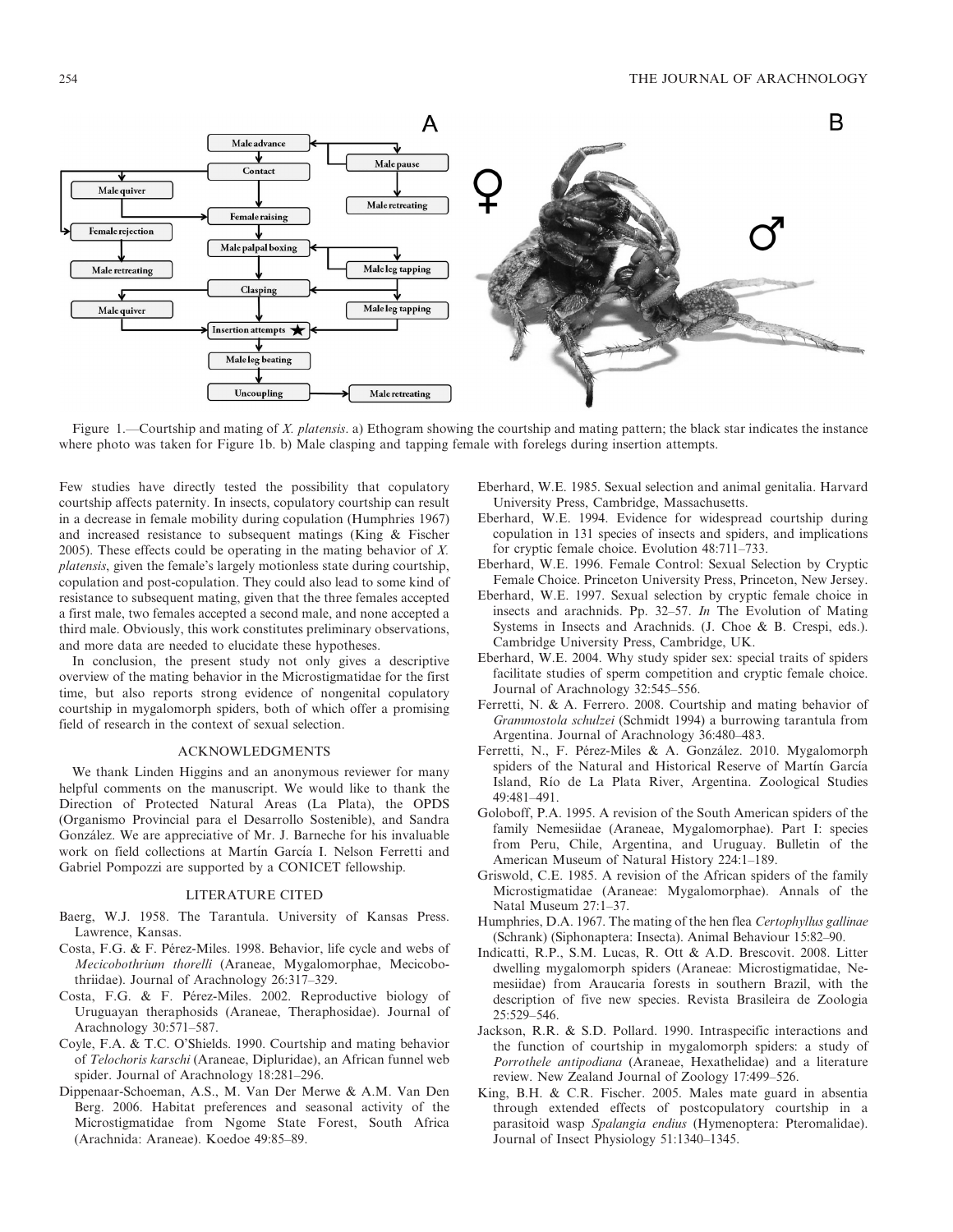Figure 1.—Courtship and mating of *X. platensis*. a) Ethogram showing the courtship and mating pattern; the black star indicates the instance where photo was taken for Figure 1b. b) Male clasping and tapping female with forelegs during insertion attempts.

Few studies have directly tested the possibility that copulatory courtship affects paternity. In insects, copulatory courtship can result in a decrease in female mobility during copulation (Humphries 1967) and increased resistance to subsequent matings (King & Fischer 2005). These effects could be operating in the mating behavior of *X. platensis*, given the female's largely motionless state during courtship, copulation and post-copulation. They could also lead to some kind of resistance to subsequent mating, given that the three females accepted a first male, two females accepted a second male, and none accepted a third male. Obviously, this work constitutes preliminary observations, and more data are needed to elucidate these hypotheses.

In conclusion, the present study not only gives a descriptive overview of the mating behavior in the Microstigmatidae for the first time, but also reports strong evidence of nongenital copulatory courtship in mygalomorph spiders, both of which offer a promising field of research in the context of sexual selection.

## ACKNOWLEDGMENTS

We thank Linden Higgins and an anonymous reviewer for many helpful comments on the manuscript. We would like to thank the Direction of Protected Natural Areas (La Plata), the OPDS (Organismo Provincial para el Desarrollo Sostenible), and Sandra González. We are appreciative of Mr. J. Barneche for his invaluable work on field collections at Martín García I. Nelson Ferretti and Gabriel Pompozzi are supported by a CONICET fellowship.

## LITERATURE CITED

Baerg, W.J. 1958. The Tarantula. University of Kansas Press. Lawrence, Kansas.

Costa, F.G. & F. Pérez-Miles. 1998. Behavior, life cycle and webs of *Mecicobothrium thorelli* (Araneae, Mygalomorphae, Mecicobothriidae). Journal of Arachnology 26:317–329.

Costa, F.G. & F. Pérez-Miles. 2002. Reproductive biology of Uruguayan theraphosids (Araneae, Theraphosidae). Journal of Arachnology 30:571–587.

Coyle, F.A. & T.C. O'Shields. 1990. Courtship and mating behavior of *Telochoris karschi* (Araneae, Dipluridae), an African funnel web spider. Journal of Arachnology 18:281–296.

Dippenaar-Schoeman, A.S., M. Van Der Merwe & A.M. Van Den Berg. 2006. Habitat preferences and seasonal activity of the Microstigmatidae from Ngome State Forest, South Africa (Arachnida: Araneae). Koedoe 49:85–89.

Eberhard, W.E. 1985. Sexual selection and animal genitalia. Harvard University Press, Cambridge, Massachusetts.

Eberhard, W.E. 1994. Evidence for widespread courtship during copulation in 131 species of insects and spiders, and implications for cryptic female choice. Evolution 48:711–733.

Eberhard, W.E. 1996. Female Control: Sexual Selection by Cryptic Female Choice. Princeton University Press, Princeton, New Jersey.

Eberhard, W.E. 1997. Sexual selection by cryptic female choice in insects and arachnids. Pp. 32–57. *In* The Evolution of Mating Systems in Insects and Arachnids. (J. Choe & B. Crespi, eds.). Cambridge University Press, Cambridge, UK.

Eberhard, W.E. 2004. Why study spider sex: special traits of spiders facilitate studies of sperm competition and cryptic female choice. Journal of Arachnology 32:545–556.

Ferretti, N. & A. Ferrero. 2008. Courtship and mating behavior of *Grammostola schulzei* (Schmidt 1994) a burrowing tarantula from Argentina. Journal of Arachnology 36:480–483.

Ferretti, N., F. Pérez-Miles & A. González. 2010. Mygalomorph spiders of the Natural and Historical Reserve of Martín García Island, Río de La Plata River, Argentina. Zoological Studies 49:481–491.

Goloboff, P.A. 1995. A revision of the South American spiders of the family Nemesiidae (Araneae, Mygalomorphae). Part I: species from Peru, Chile, Argentina, and Uruguay. Bulletin of the American Museum of Natural History 224:1–189.

Griswold, C.E. 1985. A revision of the African spiders of the family Microstigmatidae (Araneae: Mygalomorphae). Annals of the Natal Museum 27:1–37.

Humphries, D.A. 1967. The mating of the hen flea *Certophyllus gallinae* (Schrank) (Siphonaptera: Insecta). Animal Behaviour 15:82–90.

Indicatti, R.P., S.M. Lucas, R. Ott & A.D. Brescovit. 2008. Litter dwelling mygalomorph spiders (Araneae: Microstigmatidae, Nemesiidae) from Araucaria forests in southern Brazil, with the description of five new species. Revista Brasileira de Zoologia 25:529–546.

Jackson, R.R. & S.D. Pollard. 1990. Intraspecific interactions and the function of courtship in mygalomorph spiders: a study of *Porrothele antipodiana* (Araneae, Hexathelidae) and a literature review. New Zealand Journal of Zoology 17:499–526.

King, B.H. & C.R. Fischer. 2005. Males mate guard in absentia through extended effects of postcopulatory courtship in a parasitoid wasp *Spalangia endius* (Hymenoptera: Pteromalidae). Journal of Insect Physiology 51:1340–1345.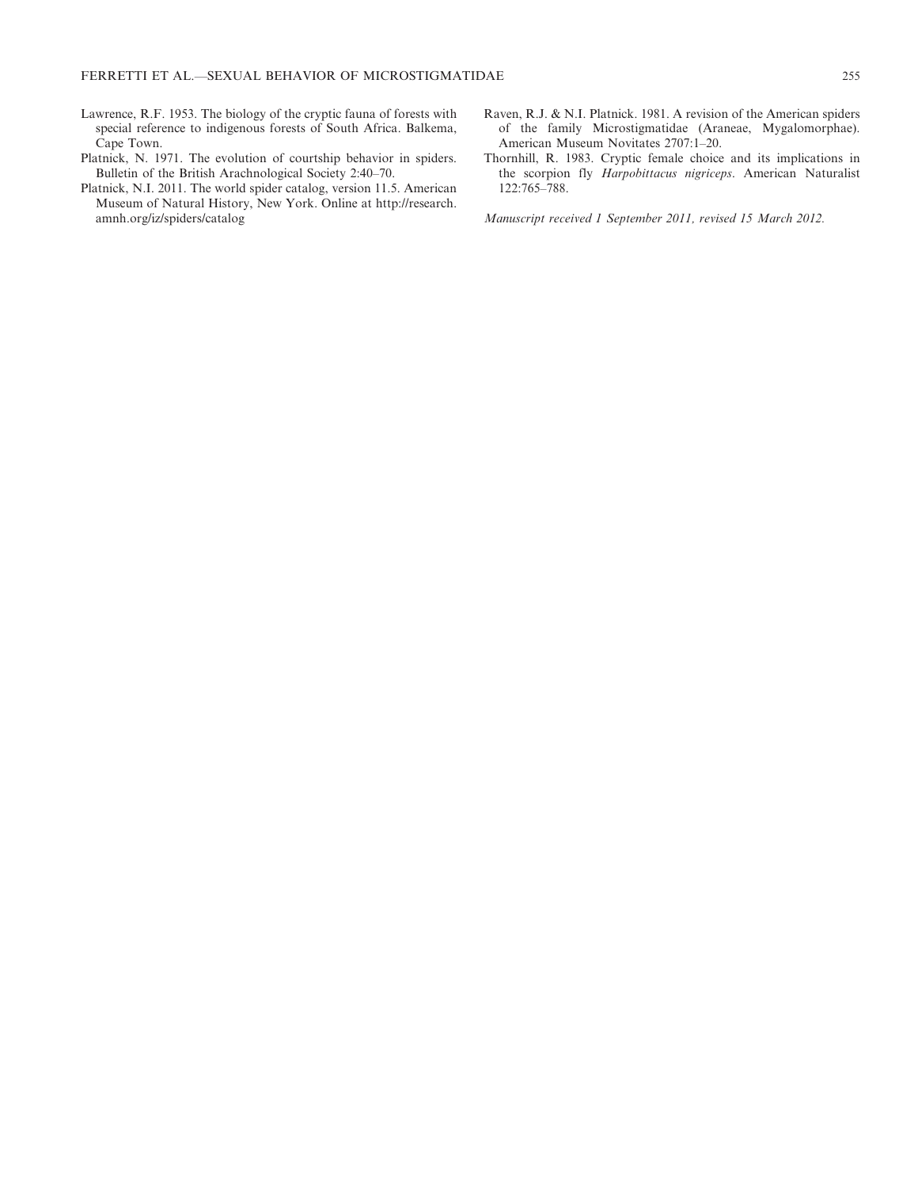Lawrence, R.F. 1953. The biology of the cryptic fauna of forests with special reference to indigenous forests of South Africa. Balkema, Cape Town.

Platnick, N. 1971. The evolution of courtship behavior in spiders. Bulletin of the British Arachnological Society 2:40–70.

Platnick, N.I. 2011. The world spider catalog, version 11.5. American Museum of Natural History, New York. Online at http://research.amnh.org/iz/spiders/catalog

Raven, R.J. & N.I. Platnick. 1981. A revision of the American spiders of the family Microstigmatidae (Araneae, Mygalomorphae). American Museum Novitates 2707:1–20.

Thornhill, R. 1983. Cryptic female choice and its implications in the scorpion fly *Harpobittacus nigriceps*. American Naturalist 122:765–788.

*Manuscript received 1 September 2011, revised 15 March 2012.*